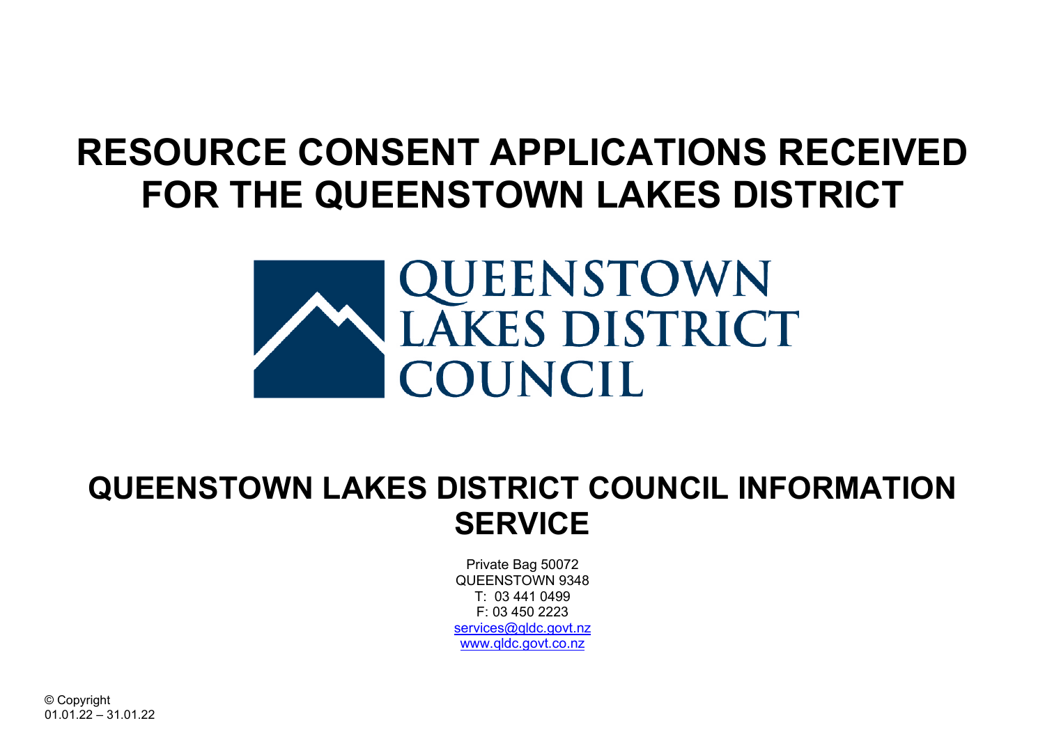# RESOURCE CONSENT APPLICATIONS RECEIVED FOR THE QUEENSTOWN LAKES DISTRICT

QUEENSTOWN LAKES DISTRICT COUNCIL

## QUEENSTOWN LAKES DISTRICT COUNCIL INFORMATION SERVICE

Private Bag 50072
QUEENSTOWN 9348
T: 03 441 0499
F: 03 450 2223
services@qldc.govt.nz
www.qldc.govt.co.nz

© Copyright
01.01.22 – 31.01.22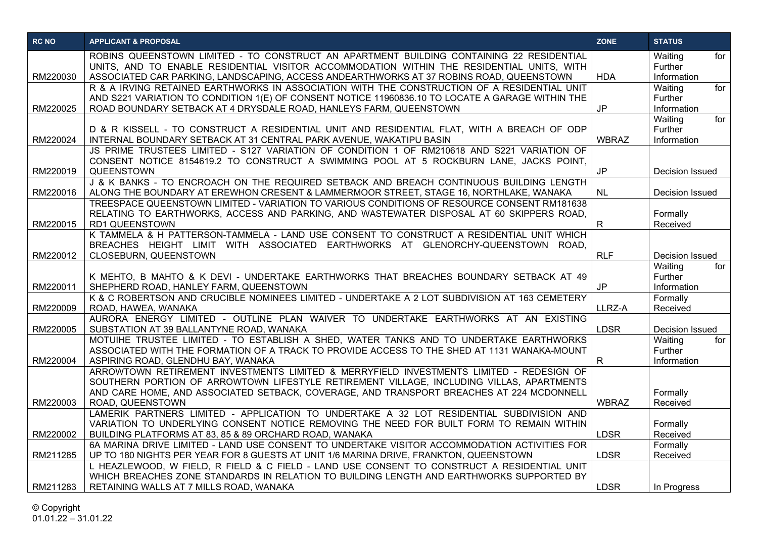| RC NO | APPLICANT & PROPOSAL | ZONE | STATUS |
|---|---|---|---|
| RM220030 | ROBINS QUEENSTOWN LIMITED - TO CONSTRUCT AN APARTMENT BUILDING CONTAINING 22 RESIDENTIAL UNITS, AND TO ENABLE RESIDENTIAL VISITOR ACCOMMODATION WITHIN THE RESIDENTIAL UNITS, WITH ASSOCIATED CAR PARKING, LANDSCAPING, ACCESS ANDEARTHWORKS AT 37 ROBINS ROAD, QUEENSTOWN | HDA | Waiting for Further Information |
| RM220025 | R & A IRVING RETAINED EARTHWORKS IN ASSOCIATION WITH THE CONSTRUCTION OF A RESIDENTIAL UNIT AND S221 VARIATION TO CONDITION 1(E) OF CONSENT NOTICE 11960836.10 TO LOCATE A GARAGE WITHIN THE ROAD BOUNDARY SETBACK AT 4 DRYSDALE ROAD, HANLEYS FARM, QUEENSTOWN | JP | Waiting for Further Information |
| RM220024 | D & R KISSELL - TO CONSTRUCT A RESIDENTIAL UNIT AND RESIDENTIAL FLAT, WITH A BREACH OF ODP INTERNAL BOUNDARY SETBACK AT 31 CENTRAL PARK AVENUE, WAKATIPU BASIN | WBRAZ | Waiting for Further Information |
| RM220019 | JS PRIME TRUSTEES LIMITED - S127 VARIATION OF CONDITION 1 OF RM210618 AND S221 VARIATION OF CONSENT NOTICE 8154619.2 TO CONSTRUCT A SWIMMING POOL AT 5 ROCKBURN LANE, JACKS POINT, QUEENSTOWN | JP | Decision Issued |
| RM220016 | J & K BANKS - TO ENCROACH ON THE REQUIRED SETBACK AND BREACH CONTINUOUS BUILDING LENGTH ALONG THE BOUNDARY AT EREWHON CRESENT & LAMMERMOOR STREET, STAGE 16, NORTHLAKE, WANAKA | NL | Decision Issued |
| RM220015 | TREESPACE QUEENSTOWN LIMITED - VARIATION TO VARIOUS CONDITIONS OF RESOURCE CONSENT RM181638 RELATING TO EARTHWORKS, ACCESS AND PARKING, AND WASTEWATER DISPOSAL AT 60 SKIPPERS ROAD, RD1 QUEENSTOWN | R | Formally Received |
| RM220012 | K TAMMELA & H PATTERSON-TAMMELA - LAND USE CONSENT TO CONSTRUCT A RESIDENTIAL UNIT WHICH BREACHES HEIGHT LIMIT WITH ASSOCIATED EARTHWORKS AT GLENORCHY-QUEENSTOWN ROAD, CLOSEBURN, QUEENSTOWN | RLF | Decision Issued |
| RM220011 | K MEHTO, B MAHTO & K DEVI - UNDERTAKE EARTHWORKS THAT BREACHES BOUNDARY SETBACK AT 49 SHEPHERD ROAD, HANLEY FARM, QUEENSTOWN | JP | Waiting for Further Information |
| RM220009 | K & C ROBERTSON AND CRUCIBLE NOMINEES LIMITED - UNDERTAKE A 2 LOT SUBDIVISION AT 163 CEMETERY ROAD, HAWEA, WANAKA | LLRZ-A | Formally Received |
| RM220005 | AURORA ENERGY LIMITED - OUTLINE PLAN WAIVER TO UNDERTAKE EARTHWORKS AT AN EXISTING SUBSTATION AT 39 BALLANTYNE ROAD, WANAKA | LDSR | Decision Issued |
| RM220004 | MOTUIHE TRUSTEE LIMITED - TO ESTABLISH A SHED, WATER TANKS AND TO UNDERTAKE EARTHWORKS ASSOCIATED WITH THE FORMATION OF A TRACK TO PROVIDE ACCESS TO THE SHED AT 1131 WANAKA-MOUNT ASPIRING ROAD, GLENDHU BAY, WANAKA | R | Waiting for Further Information |
| RM220003 | ARROWTOWN RETIREMENT INVESTMENTS LIMITED & MERRYFIELD INVESTMENTS LIMITED - REDESIGN OF SOUTHERN PORTION OF ARROWTOWN LIFESTYLE RETIREMENT VILLAGE, INCLUDING VILLAS, APARTMENTS AND CARE HOME, AND ASSOCIATED SETBACK, COVERAGE, AND TRANSPORT BREACHES AT 224 MCDONNELL ROAD, QUEENSTOWN | WBRAZ | Formally Received |
| RM220002 | LAMERIK PARTNERS LIMITED - APPLICATION TO UNDERTAKE A 32 LOT RESIDENTIAL SUBDIVISION AND VARIATION TO UNDERLYING CONSENT NOTICE REMOVING THE NEED FOR BUILT FORM TO REMAIN WITHIN BUILDING PLATFORMS AT 83, 85 & 89 ORCHARD ROAD, WANAKA | LDSR | Formally Received |
| RM211285 | 6A MARINA DRIVE LIMITED - LAND USE CONSENT TO UNDERTAKE VISITOR ACCOMMODATION ACTIVITIES FOR UP TO 180 NIGHTS PER YEAR FOR 8 GUESTS AT UNIT 1/6 MARINA DRIVE, FRANKTON, QUEENSTOWN | LDSR | Formally Received |
| RM211283 | L HEAZLEWOOD, W FIELD, R FIELD & C FIELD - LAND USE CONSENT TO CONSTRUCT A RESIDENTIAL UNIT WHICH BREACHES ZONE STANDARDS IN RELATION TO BUILDING LENGTH AND EARTHWORKS SUPPORTED BY RETAINING WALLS AT 7 MILLS ROAD, WANAKA | LDSR | In Progress |

© Copyright
01.01.22 – 31.01.22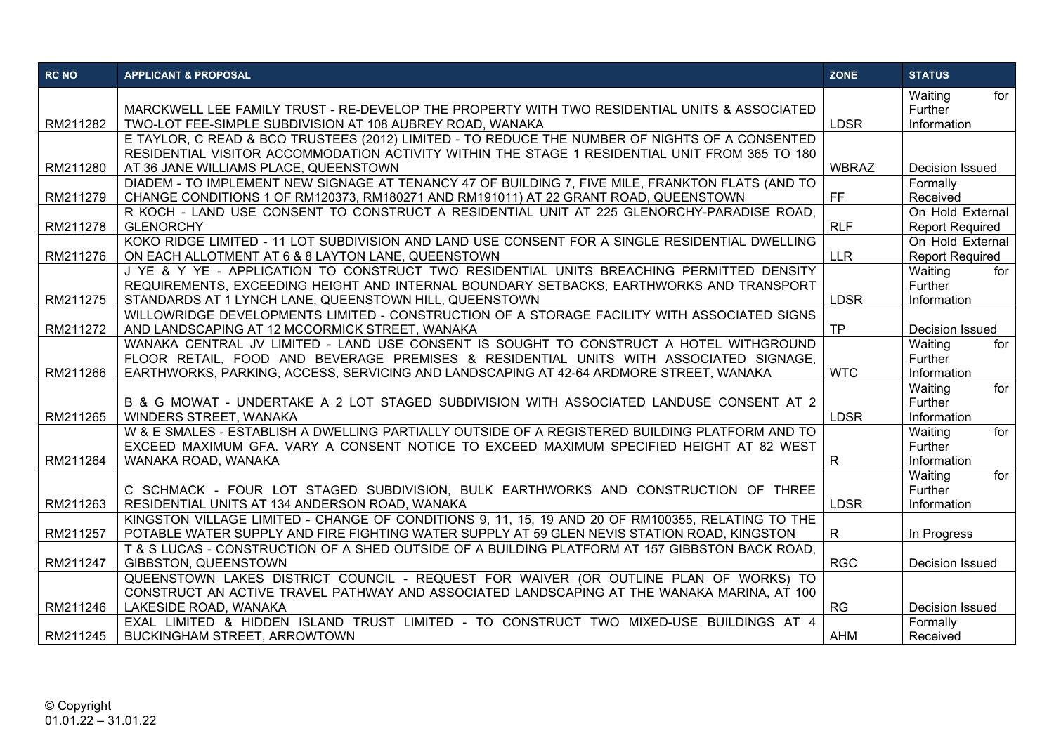| RC NO | APPLICANT & PROPOSAL | ZONE | STATUS |
|---|---|---|---|
| RM211282 | MARCKWELL LEE FAMILY TRUST - RE-DEVELOP THE PROPERTY WITH TWO RESIDENTIAL UNITS & ASSOCIATED TWO-LOT FEE-SIMPLE SUBDIVISION AT 108 AUBREY ROAD, WANAKA | LDSR | Waiting for Further Information |
| RM211280 | E TAYLOR, C READ & BCO TRUSTEES (2012) LIMITED - TO REDUCE THE NUMBER OF NIGHTS OF A CONSENTED RESIDENTIAL VISITOR ACCOMMODATION ACTIVITY WITHIN THE STAGE 1 RESIDENTIAL UNIT FROM 365 TO 180 AT 36 JANE WILLIAMS PLACE, QUEENSTOWN | WBRAZ | Decision Issued |
| RM211279 | DIADEM - TO IMPLEMENT NEW SIGNAGE AT TENANCY 47 OF BUILDING 7, FIVE MILE, FRANKTON FLATS (AND TO CHANGE CONDITIONS 1 OF RM120373, RM180271 AND RM191011) AT 22 GRANT ROAD, QUEENSTOWN | FF | Formally Received |
| RM211278 | R KOCH - LAND USE CONSENT TO CONSTRUCT A RESIDENTIAL UNIT AT 225 GLENORCHY-PARADISE ROAD, GLENORCHY | RLF | On Hold External Report Required |
| RM211276 | KOKO RIDGE LIMITED - 11 LOT SUBDIVISION AND LAND USE CONSENT FOR A SINGLE RESIDENTIAL DWELLING ON EACH ALLOTMENT AT 6 & 8 LAYTON LANE, QUEENSTOWN | LLR | On Hold External Report Required |
| RM211275 | J YE & Y YE - APPLICATION TO CONSTRUCT TWO RESIDENTIAL UNITS BREACHING PERMITTED DENSITY REQUIREMENTS, EXCEEDING HEIGHT AND INTERNAL BOUNDARY SETBACKS, EARTHWORKS AND TRANSPORT STANDARDS AT 1 LYNCH LANE, QUEENSTOWN HILL, QUEENSTOWN | LDSR | Waiting for Further Information |
| RM211272 | WILLOWRIDGE DEVELOPMENTS LIMITED - CONSTRUCTION OF A STORAGE FACILITY WITH ASSOCIATED SIGNS AND LANDSCAPING AT 12 MCCORMICK STREET, WANAKA | TP | Decision Issued |
| RM211266 | WANAKA CENTRAL JV LIMITED - LAND USE CONSENT IS SOUGHT TO CONSTRUCT A HOTEL WITHGROUND FLOOR RETAIL, FOOD AND BEVERAGE PREMISES & RESIDENTIAL UNITS WITH ASSOCIATED SIGNAGE, EARTHWORKS, PARKING, ACCESS, SERVICING AND LANDSCAPING AT 42-64 ARDMORE STREET, WANAKA | WTC | Waiting for Further Information |
| RM211265 | B & G MOWAT - UNDERTAKE A 2 LOT STAGED SUBDIVISION WITH ASSOCIATED LANDUSE CONSENT AT 2 WINDERS STREET, WANAKA | LDSR | Waiting for Further Information |
| RM211264 | W & E SMALES - ESTABLISH A DWELLING PARTIALLY OUTSIDE OF A REGISTERED BUILDING PLATFORM AND TO EXCEED MAXIMUM GFA. VARY A CONSENT NOTICE TO EXCEED MAXIMUM SPECIFIED HEIGHT AT 82 WEST WANAKA ROAD, WANAKA | R | Waiting for Further Information |
| RM211263 | C SCHMACK - FOUR LOT STAGED SUBDIVISION, BULK EARTHWORKS AND CONSTRUCTION OF THREE RESIDENTIAL UNITS AT 134 ANDERSON ROAD, WANAKA | LDSR | Waiting for Further Information |
| RM211257 | KINGSTON VILLAGE LIMITED - CHANGE OF CONDITIONS 9, 11, 15, 19 AND 20 OF RM100355, RELATING TO THE POTABLE WATER SUPPLY AND FIRE FIGHTING WATER SUPPLY AT 59 GLEN NEVIS STATION ROAD, KINGSTON | R | In Progress |
| RM211247 | T & S LUCAS - CONSTRUCTION OF A SHED OUTSIDE OF A BUILDING PLATFORM AT 157 GIBBSTON BACK ROAD, GIBBSTON, QUEENSTOWN | RGC | Decision Issued |
| RM211246 | QUEENSTOWN LAKES DISTRICT COUNCIL - REQUEST FOR WAIVER (OR OUTLINE PLAN OF WORKS) TO CONSTRUCT AN ACTIVE TRAVEL PATHWAY AND ASSOCIATED LANDSCAPING AT THE WANAKA MARINA, AT 100 LAKESIDE ROAD, WANAKA | RG | Decision Issued |
| RM211245 | EXAL LIMITED & HIDDEN ISLAND TRUST LIMITED - TO CONSTRUCT TWO MIXED-USE BUILDINGS AT 4 BUCKINGHAM STREET, ARROWTOWN | AHM | Formally Received |

© Copyright
01.01.22 – 31.01.22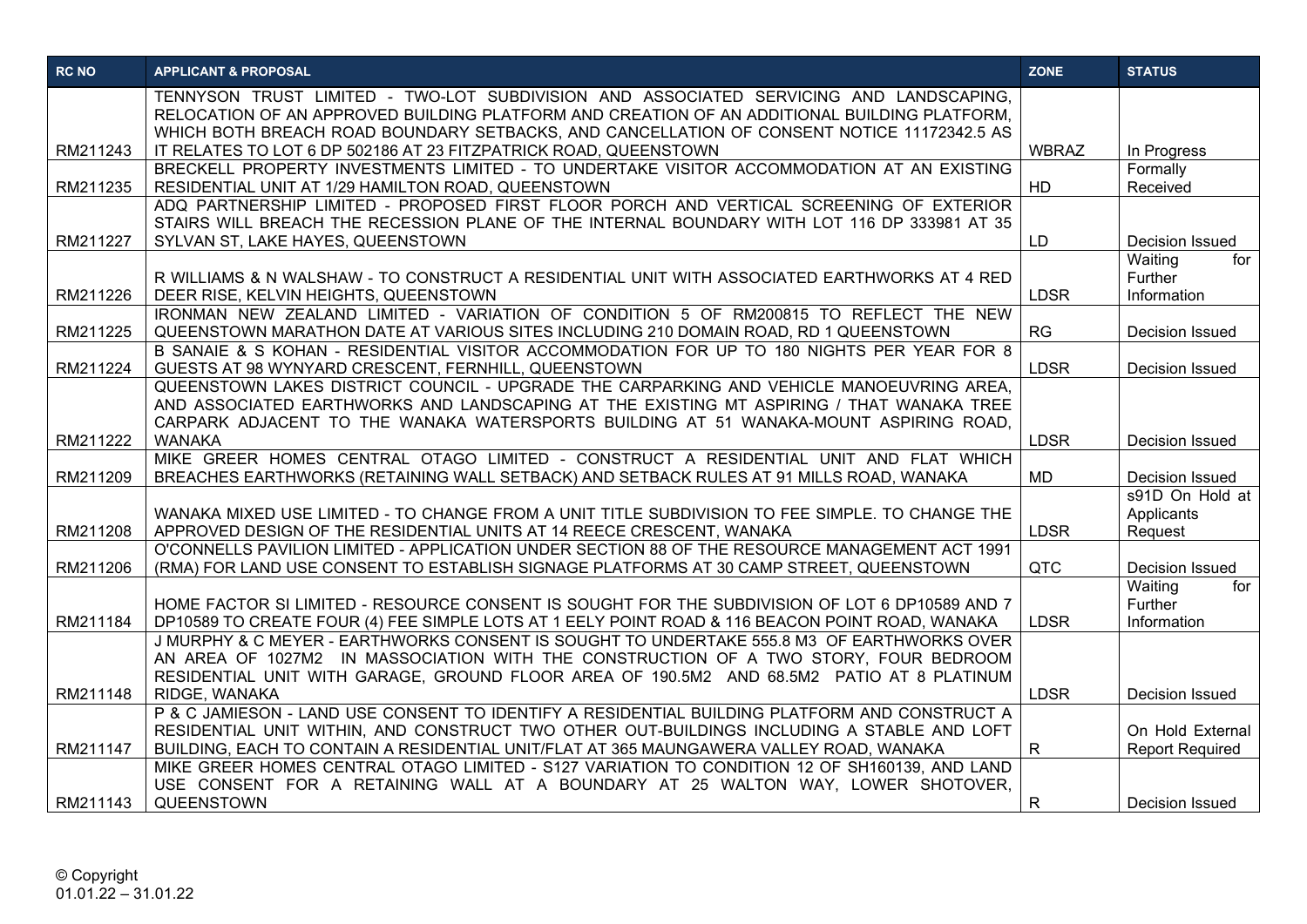| RC NO | APPLICANT & PROPOSAL | ZONE | STATUS |
|---|---|---|---|
| RM211243 | TENNYSON TRUST LIMITED - TWO-LOT SUBDIVISION AND ASSOCIATED SERVICING AND LANDSCAPING, RELOCATION OF AN APPROVED BUILDING PLATFORM AND CREATION OF AN ADDITIONAL BUILDING PLATFORM, WHICH BOTH BREACH ROAD BOUNDARY SETBACKS, AND CANCELLATION OF CONSENT NOTICE 11172342.5 AS IT RELATES TO LOT 6 DP 502186 AT 23 FITZPATRICK ROAD, QUEENSTOWN | WBRAZ | In Progress |
| RM211235 | BRECKELL PROPERTY INVESTMENTS LIMITED - TO UNDERTAKE VISITOR ACCOMMODATION AT AN EXISTING RESIDENTIAL UNIT AT 1/29 HAMILTON ROAD, QUEENSTOWN | HD | Formally Received |
| RM211227 | ADQ PARTNERSHIP LIMITED - PROPOSED FIRST FLOOR PORCH AND VERTICAL SCREENING OF EXTERIOR STAIRS WILL BREACH THE RECESSION PLANE OF THE INTERNAL BOUNDARY WITH LOT 116 DP 333981 AT 35 SYLVAN ST, LAKE HAYES, QUEENSTOWN | LD | Decision Issued |
| RM211226 | R WILLIAMS & N WALSHAW - TO CONSTRUCT A RESIDENTIAL UNIT WITH ASSOCIATED EARTHWORKS AT 4 RED DEER RISE, KELVIN HEIGHTS, QUEENSTOWN | LDSR | Waiting for Further Information |
| RM211225 | IRONMAN NEW ZEALAND LIMITED - VARIATION OF CONDITION 5 OF RM200815 TO REFLECT THE NEW QUEENSTOWN MARATHON DATE AT VARIOUS SITES INCLUDING 210 DOMAIN ROAD, RD 1 QUEENSTOWN | RG | Decision Issued |
| RM211224 | B SANAIE & S KOHAN - RESIDENTIAL VISITOR ACCOMMODATION FOR UP TO 180 NIGHTS PER YEAR FOR 8 GUESTS AT 98 WYNYARD CRESCENT, FERNHILL, QUEENSTOWN | LDSR | Decision Issued |
| RM211222 | QUEENSTOWN LAKES DISTRICT COUNCIL - UPGRADE THE CARPARKING AND VEHICLE MANOEUVRING AREA, AND ASSOCIATED EARTHWORKS AND LANDSCAPING AT THE EXISTING MT ASPIRING / THAT WANAKA TREE CARPARK ADJACENT TO THE WANAKA WATERSPORTS BUILDING AT 51 WANAKA-MOUNT ASPIRING ROAD, WANAKA | LDSR | Decision Issued |
| RM211209 | MIKE GREER HOMES CENTRAL OTAGO LIMITED - CONSTRUCT A RESIDENTIAL UNIT AND FLAT WHICH BREACHES EARTHWORKS (RETAINING WALL SETBACK) AND SETBACK RULES AT 91 MILLS ROAD, WANAKA | MD | Decision Issued |
| RM211208 | WANAKA MIXED USE LIMITED - TO CHANGE FROM A UNIT TITLE SUBDIVISION TO FEE SIMPLE. TO CHANGE THE APPROVED DESIGN OF THE RESIDENTIAL UNITS AT 14 REECE CRESCENT, WANAKA | LDSR | s91D On Hold at Applicants Request |
| RM211206 | O'CONNELLS PAVILION LIMITED - APPLICATION UNDER SECTION 88 OF THE RESOURCE MANAGEMENT ACT 1991 (RMA) FOR LAND USE CONSENT TO ESTABLISH SIGNAGE PLATFORMS AT 30 CAMP STREET, QUEENSTOWN | QTC | Decision Issued |
| RM211184 | HOME FACTOR SI LIMITED - RESOURCE CONSENT IS SOUGHT FOR THE SUBDIVISION OF LOT 6 DP10589 AND 7 DP10589 TO CREATE FOUR (4) FEE SIMPLE LOTS AT 1 EELY POINT ROAD & 116 BEACON POINT ROAD, WANAKA | LDSR | Waiting for Further Information |
| RM211148 | J MURPHY & C MEYER - EARTHWORKS CONSENT IS SOUGHT TO UNDERTAKE 555.8 M3 OF EARTHWORKS OVER AN AREA OF 1027M2 IN MASSOCIATION WITH THE CONSTRUCTION OF A TWO STORY, FOUR BEDROOM RESIDENTIAL UNIT WITH GARAGE, GROUND FLOOR AREA OF 190.5M2 AND 68.5M2 PATIO AT 8 PLATINUM RIDGE, WANAKA | LDSR | Decision Issued |
| RM211147 | P & C JAMIESON - LAND USE CONSENT TO IDENTIFY A RESIDENTIAL BUILDING PLATFORM AND CONSTRUCT A RESIDENTIAL UNIT WITHIN, AND CONSTRUCT TWO OTHER OUT-BUILDINGS INCLUDING A STABLE AND LOFT BUILDING, EACH TO CONTAIN A RESIDENTIAL UNIT/FLAT AT 365 MAUNGAWERA VALLEY ROAD, WANAKA | R | On Hold External Report Required |
| RM211143 | MIKE GREER HOMES CENTRAL OTAGO LIMITED - S127 VARIATION TO CONDITION 12 OF SH160139, AND LAND USE CONSENT FOR A RETAINING WALL AT A BOUNDARY AT 25 WALTON WAY, LOWER SHOTOVER, QUEENSTOWN | R | Decision Issued |

© Copyright
01.01.22 – 31.01.22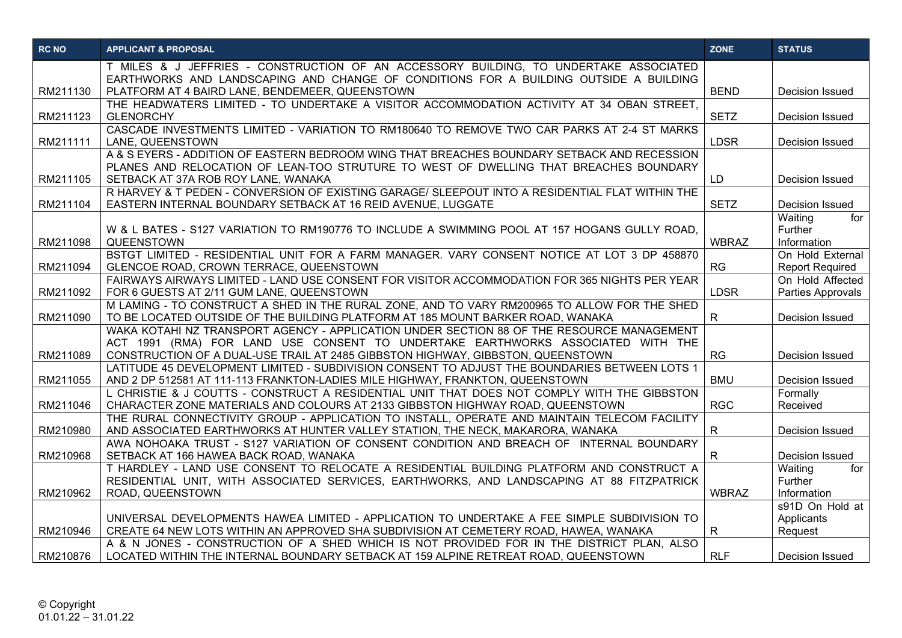| RC NO | APPLICANT & PROPOSAL | ZONE | STATUS |
|---|---|---|---|
| RM211130 | T MILES & J JEFFRIES - CONSTRUCTION OF AN ACCESSORY BUILDING, TO UNDERTAKE ASSOCIATED EARTHWORKS AND LANDSCAPING AND CHANGE OF CONDITIONS FOR A BUILDING OUTSIDE A BUILDING PLATFORM AT 4 BAIRD LANE, BENDEMEER, QUEENSTOWN | BEND | Decision Issued |
| RM211123 | THE HEADWATERS LIMITED - TO UNDERTAKE A VISITOR ACCOMMODATION ACTIVITY AT 34 OBAN STREET, GLENORCHY | SETZ | Decision Issued |
| RM211111 | CASCADE INVESTMENTS LIMITED - VARIATION TO RM180640 TO REMOVE TWO CAR PARKS AT 2-4 ST MARKS LANE, QUEENSTOWN | LDSR | Decision Issued |
| RM211105 | A & S EYERS - ADDITION OF EASTERN BEDROOM WING THAT BREACHES BOUNDARY SETBACK AND RECESSION PLANES AND RELOCATION OF LEAN-TOO STRUTURE TO WEST OF DWELLING THAT BREACHES BOUNDARY SETBACK AT 37A ROB ROY LANE, WANAKA | LD | Decision Issued |
| RM211104 | R HARVEY & T PEDEN - CONVERSION OF EXISTING GARAGE/ SLEEPOUT INTO A RESIDENTIAL FLAT WITHIN THE EASTERN INTERNAL BOUNDARY SETBACK AT 16 REID AVENUE, LUGGATE | SETZ | Decision Issued |
| RM211098 | W & L BATES - S127 VARIATION TO RM190776 TO INCLUDE A SWIMMING POOL AT 157 HOGANS GULLY ROAD, QUEENSTOWN | WBRAZ | Waiting for Further Information |
| RM211094 | BSTGT LIMITED - RESIDENTIAL UNIT FOR A FARM MANAGER. VARY CONSENT NOTICE AT LOT 3 DP 458870 GLENCOE ROAD, CROWN TERRACE, QUEENSTOWN | RG | On Hold External Report Required |
| RM211092 | FAIRWAYS AIRWAYS LIMITED - LAND USE CONSENT FOR VISITOR ACCOMMODATION FOR 365 NIGHTS PER YEAR FOR 6 GUESTS AT 2/11 GUM LANE, QUEENSTOWN | LDSR | On Hold Affected Parties Approvals |
| RM211090 | M LAMING - TO CONSTRUCT A SHED IN THE RURAL ZONE, AND TO VARY RM200965 TO ALLOW FOR THE SHED TO BE LOCATED OUTSIDE OF THE BUILDING PLATFORM AT 185 MOUNT BARKER ROAD, WANAKA | R | Decision Issued |
| RM211089 | WAKA KOTAHI NZ TRANSPORT AGENCY - APPLICATION UNDER SECTION 88 OF THE RESOURCE MANAGEMENT ACT 1991 (RMA) FOR LAND USE CONSENT TO UNDERTAKE EARTHWORKS ASSOCIATED WITH THE CONSTRUCTION OF A DUAL-USE TRAIL AT 2485 GIBBSTON HIGHWAY, GIBBSTON, QUEENSTOWN | RG | Decision Issued |
| RM211055 | LATITUDE 45 DEVELOPMENT LIMITED - SUBDIVISION CONSENT TO ADJUST THE BOUNDARIES BETWEEN LOTS 1 AND 2 DP 512581 AT 111-113 FRANKTON-LADIES MILE HIGHWAY, FRANKTON, QUEENSTOWN | BMU | Decision Issued |
| RM211046 | L CHRISTIE & J COUTTS - CONSTRUCT A RESIDENTIAL UNIT THAT DOES NOT COMPLY WITH THE GIBBSTON CHARACTER ZONE MATERIALS AND COLOURS AT 2133 GIBBSTON HIGHWAY ROAD, QUEENSTOWN | RGC | Formally Received |
| RM210980 | THE RURAL CONNECTIVITY GROUP - APPLICATION TO INSTALL, OPERATE AND MAINTAIN TELECOM FACILITY AND ASSOCIATED EARTHWORKS AT HUNTER VALLEY STATION, THE NECK, MAKARORA, WANAKA | R | Decision Issued |
| RM210968 | AWA NOHOAKA TRUST - S127 VARIATION OF CONSENT CONDITION AND BREACH OF INTERNAL BOUNDARY SETBACK AT 166 HAWEA BACK ROAD, WANAKA | R | Decision Issued |
| RM210962 | T HARDLEY - LAND USE CONSENT TO RELOCATE A RESIDENTIAL BUILDING PLATFORM AND CONSTRUCT A RESIDENTIAL UNIT, WITH ASSOCIATED SERVICES, EARTHWORKS, AND LANDSCAPING AT 88 FITZPATRICK ROAD, QUEENSTOWN | WBRAZ | Waiting for Further Information |
| RM210946 | UNIVERSAL DEVELOPMENTS HAWEA LIMITED - APPLICATION TO UNDERTAKE A FEE SIMPLE SUBDIVISION TO CREATE 64 NEW LOTS WITHIN AN APPROVED SHA SUBDIVISION AT CEMETERY ROAD, HAWEA, WANAKA | R | s91D On Hold at Applicants Request |
| RM210876 | A & N JONES - CONSTRUCTION OF A SHED WHICH IS NOT PROVIDED FOR IN THE DISTRICT PLAN, ALSO LOCATED WITHIN THE INTERNAL BOUNDARY SETBACK AT 159 ALPINE RETREAT ROAD, QUEENSTOWN | RLF | Decision Issued |

© Copyright
01.01.22 – 31.01.22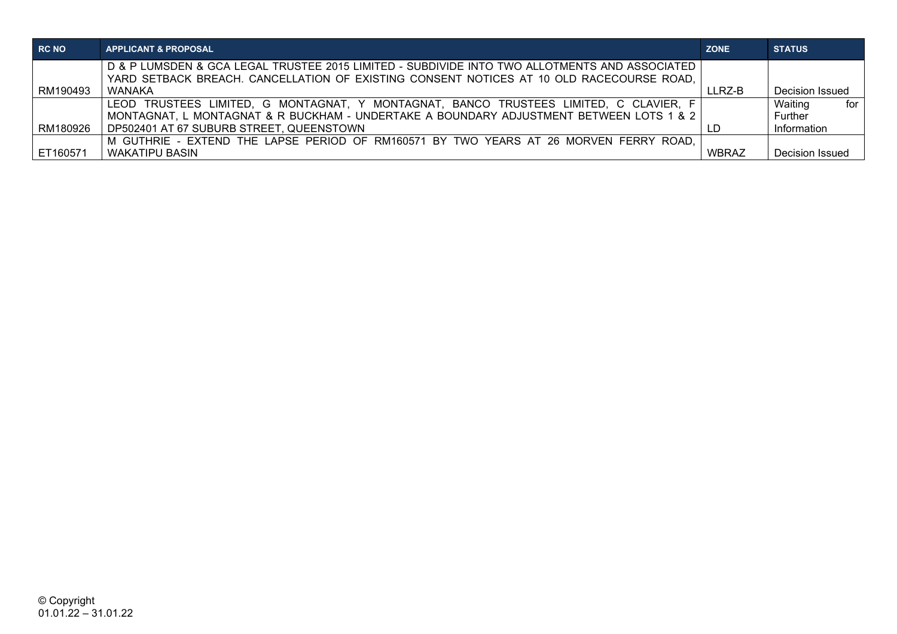| RC NO | APPLICANT & PROPOSAL | ZONE | STATUS |
|---|---|---|---|
| RM190493 | D & P LUMSDEN & GCA LEGAL TRUSTEE 2015 LIMITED - SUBDIVIDE INTO TWO ALLOTMENTS AND ASSOCIATED YARD SETBACK BREACH. CANCELLATION OF EXISTING CONSENT NOTICES AT 10 OLD RACECOURSE ROAD, WANAKA | LLRZ-B | Decision Issued |
| RM180926 | LEOD TRUSTEES LIMITED, G MONTAGNAT, Y MONTAGNAT, BANCO TRUSTEES LIMITED, C CLAVIER, F MONTAGNAT, L MONTAGNAT & R BUCKHAM - UNDERTAKE A BOUNDARY ADJUSTMENT BETWEEN LOTS 1 & 2 DP502401 AT 67 SUBURB STREET, QUEENSTOWN | LD | Waiting for Further Information |
| ET160571 | M GUTHRIE - EXTEND THE LAPSE PERIOD OF RM160571 BY TWO YEARS AT 26 MORVEN FERRY ROAD, WAKATIPU BASIN | WBRAZ | Decision Issued |

© Copyright
01.01.22 – 31.01.22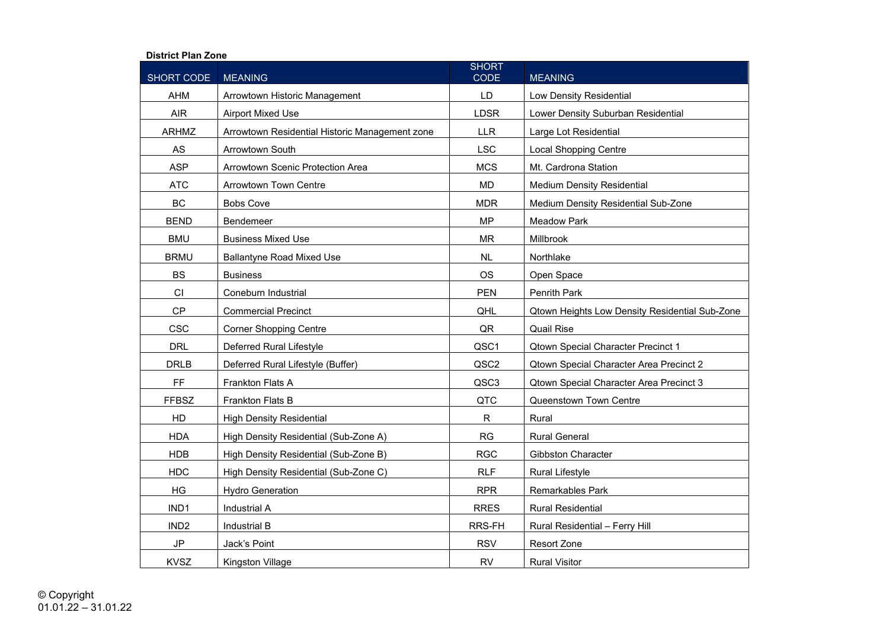**District Plan Zone**

| SHORT CODE | MEANING | SHORT CODE | MEANING |
|---|---|---|---|
| AHM | Arrowtown Historic Management | LD | Low Density Residential |
| AIR | Airport Mixed Use | LDSR | Lower Density Suburban Residential |
| ARHMZ | Arrowtown Residential Historic Management zone | LLR | Large Lot Residential |
| AS | Arrowtown South | LSC | Local Shopping Centre |
| ASP | Arrowtown Scenic Protection Area | MCS | Mt. Cardrona Station |
| ATC | Arrowtown Town Centre | MD | Medium Density Residential |
| BC | Bobs Cove | MDR | Medium Density Residential Sub-Zone |
| BEND | Bendemeer | MP | Meadow Park |
| BMU | Business Mixed Use | MR | Millbrook |
| BRMU | Ballantyne Road Mixed Use | NL | Northlake |
| BS | Business | OS | Open Space |
| CI | Coneburn Industrial | PEN | Penrith Park |
| CP | Commercial Precinct | QHL | Qtown Heights Low Density Residential Sub-Zone |
| CSC | Corner Shopping Centre | QR | Quail Rise |
| DRL | Deferred Rural Lifestyle | QSC1 | Qtown Special Character Precinct 1 |
| DRLB | Deferred Rural Lifestyle (Buffer) | QSC2 | Qtown Special Character Area Precinct 2 |
| FF | Frankton Flats A | QSC3 | Qtown Special Character Area Precinct 3 |
| FFBSZ | Frankton Flats B | QTC | Queenstown Town Centre |
| HD | High Density Residential | R | Rural |
| HDA | High Density Residential (Sub-Zone A) | RG | Rural General |
| HDB | High Density Residential (Sub-Zone B) | RGC | Gibbston Character |
| HDC | High Density Residential (Sub-Zone C) | RLF | Rural Lifestyle |
| HG | Hydro Generation | RPR | Remarkables Park |
| IND1 | Industrial A | RRES | Rural Residential |
| IND2 | Industrial B | RRS-FH | Rural Residential – Ferry Hill |
| JP | Jack's Point | RSV | Resort Zone |
| KVSZ | Kingston Village | RV | Rural Visitor |

© Copyright
01.01.22 – 31.01.22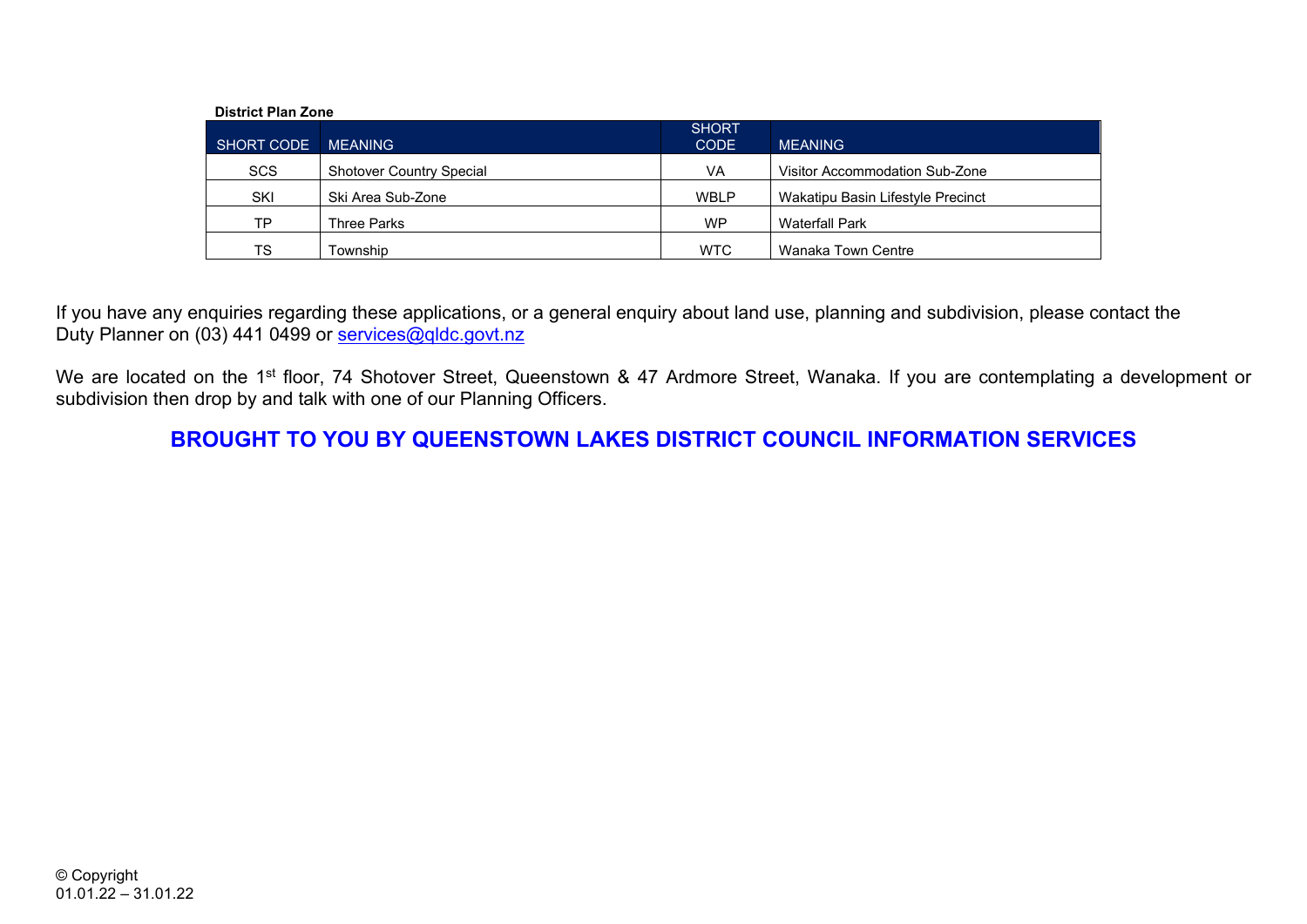**District Plan Zone**

| SHORT CODE | MEANING | SHORT CODE | MEANING |
|---|---|---|---|
| SCS | Shotover Country Special | VA | Visitor Accommodation Sub-Zone |
| SKI | Ski Area Sub-Zone | WBLP | Wakatipu Basin Lifestyle Precinct |
| TP | Three Parks | WP | Waterfall Park |
| TS | Township | WTC | Wanaka Town Centre |

If you have any enquiries regarding these applications, or a general enquiry about land use, planning and subdivision, please contact the Duty Planner on (03) 441 0499 or services@qldc.govt.nz

We are located on the 1st floor, 74 Shotover Street, Queenstown & 47 Ardmore Street, Wanaka. If you are contemplating a development or subdivision then drop by and talk with one of our Planning Officers.

**BROUGHT TO YOU BY QUEENSTOWN LAKES DISTRICT COUNCIL INFORMATION SERVICES**

© Copyright
01.01.22 – 31.01.22